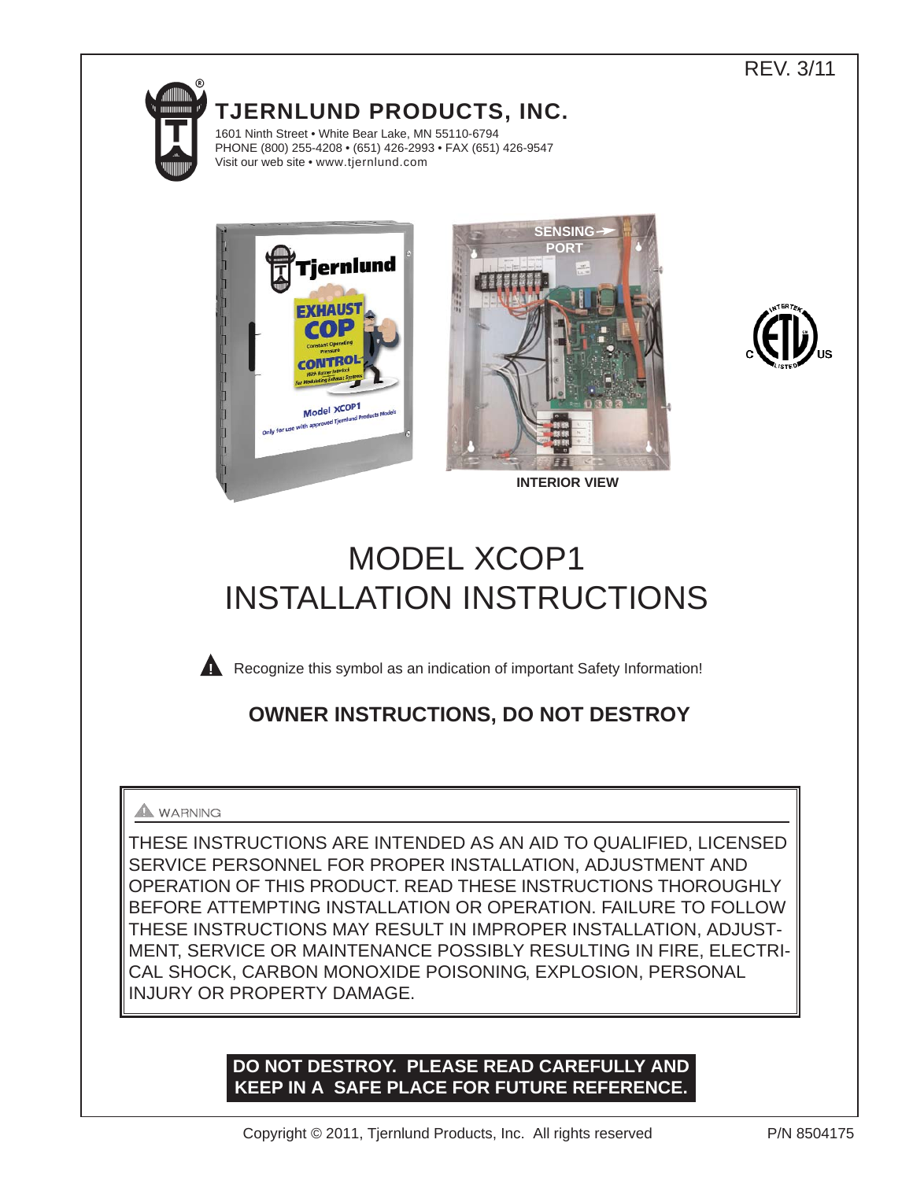REV. 3/11

**TJERNLUND PRODUCTS, INC.**

1601 Ninth Street • White Bear Lake, MN 55110-6794
PHONE (800) 255-4208 • (651) 426-2993 • FAX (651) 426-9547
Visit our web site • www.tjernlund.com

SENSING PORT

INTERIOR VIEW

# MODEL XCOP1
# INSTALLATION INSTRUCTIONS

⚠ Recognize this symbol as an indication of important Safety Information!

## OWNER INSTRUCTIONS, DO NOT DESTROY

⚠ WARNING

THESE INSTRUCTIONS ARE INTENDED AS AN AID TO QUALIFIED, LICENSED SERVICE PERSONNEL FOR PROPER INSTALLATION, ADJUSTMENT AND OPERATION OF THIS PRODUCT. READ THESE INSTRUCTIONS THOROUGHLY BEFORE ATTEMPTING INSTALLATION OR OPERATION. FAILURE TO FOLLOW THESE INSTRUCTIONS MAY RESULT IN IMPROPER INSTALLATION, ADJUSTMENT, SERVICE OR MAINTENANCE POSSIBLY RESULTING IN FIRE, ELECTRICAL SHOCK, CARBON MONOXIDE POISONING, EXPLOSION, PERSONAL INJURY OR PROPERTY DAMAGE.

**DO NOT DESTROY. PLEASE READ CAREFULLY AND KEEP IN A SAFE PLACE FOR FUTURE REFERENCE.**

Copyright © 2011, Tjernlund Products, Inc. All rights reserved

P/N 8504175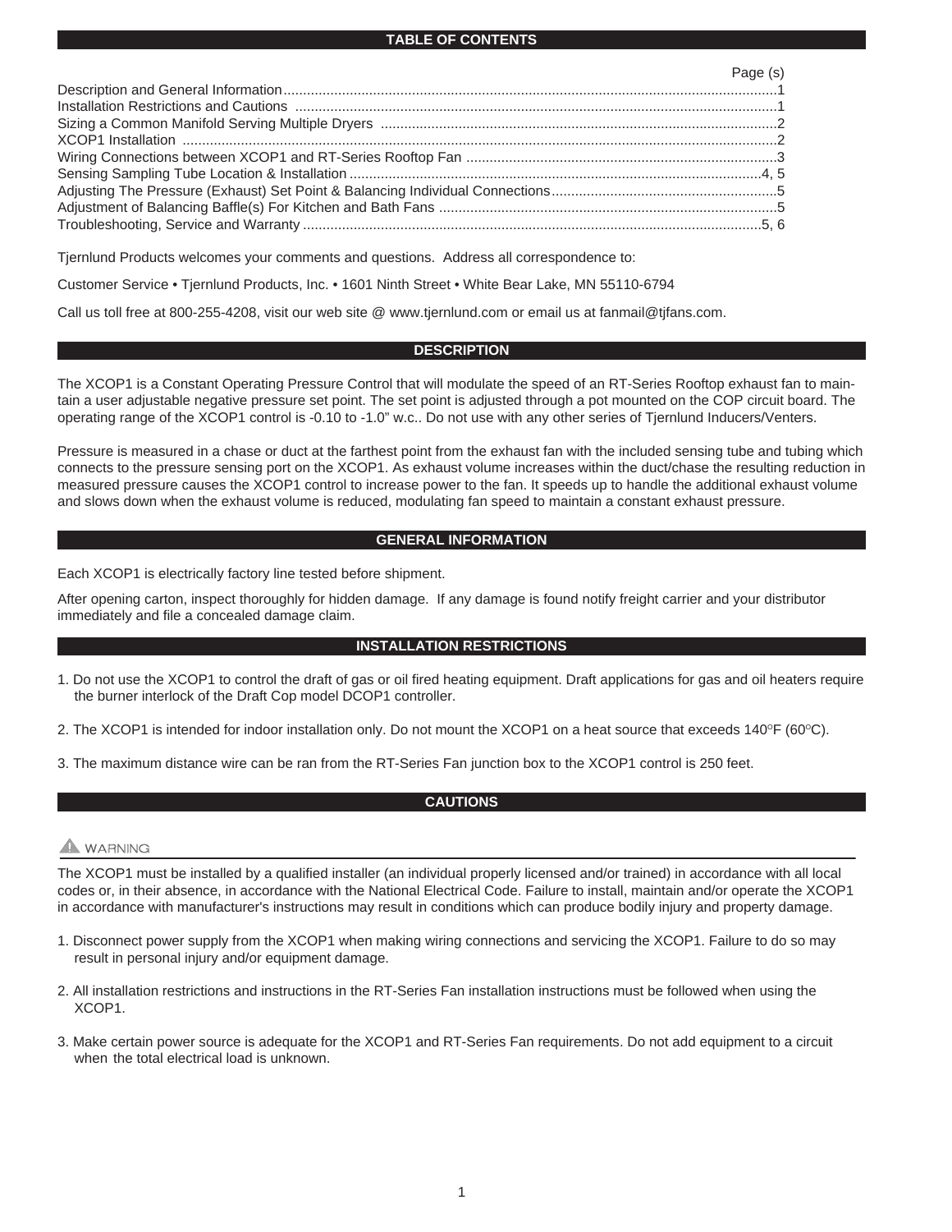## TABLE OF CONTENTS

| | Page (s) |
|---|---|
| Description and General Information | 1 |
| Installation Restrictions and Cautions | 1 |
| Sizing a Common Manifold Serving Multiple Dryers | 2 |
| XCOP1 Installation | 2 |
| Wiring Connections between XCOP1 and RT-Series Rooftop Fan | 3 |
| Sensing Sampling Tube Location & Installation | 4, 5 |
| Adjusting The Pressure (Exhaust) Set Point & Balancing Individual Connections | 5 |
| Adjustment of Balancing Baffle(s) For Kitchen and Bath Fans | 5 |
| Troubleshooting, Service and Warranty | 5, 6 |

Tjernlund Products welcomes your comments and questions. Address all correspondence to:

Customer Service • Tjernlund Products, Inc. • 1601 Ninth Street • White Bear Lake, MN 55110-6794

Call us toll free at 800-255-4208, visit our web site @ www.tjernlund.com or email us at fanmail@tjfans.com.

## DESCRIPTION

The XCOP1 is a Constant Operating Pressure Control that will modulate the speed of an RT-Series Rooftop exhaust fan to maintain a user adjustable negative pressure set point. The set point is adjusted through a pot mounted on the COP circuit board. The operating range of the XCOP1 control is -0.10 to -1.0" w.c.. Do not use with any other series of Tjernlund Inducers/Venters.

Pressure is measured in a chase or duct at the farthest point from the exhaust fan with the included sensing tube and tubing which connects to the pressure sensing port on the XCOP1. As exhaust volume increases within the duct/chase the resulting reduction in measured pressure causes the XCOP1 control to increase power to the fan. It speeds up to handle the additional exhaust volume and slows down when the exhaust volume is reduced, modulating fan speed to maintain a constant exhaust pressure.

## GENERAL INFORMATION

Each XCOP1 is electrically factory line tested before shipment.

After opening carton, inspect thoroughly for hidden damage. If any damage is found notify freight carrier and your distributor immediately and file a concealed damage claim.

## INSTALLATION RESTRICTIONS

1. Do not use the XCOP1 to control the draft of gas or oil fired heating equipment. Draft applications for gas and oil heaters require the burner interlock of the Draft Cop model DCOP1 controller.

2. The XCOP1 is intended for indoor installation only. Do not mount the XCOP1 on a heat source that exceeds 140°F (60°C).

3. The maximum distance wire can be ran from the RT-Series Fan junction box to the XCOP1 control is 250 feet.

## CAUTIONS

**⚠ WARNING**

The XCOP1 must be installed by a qualified installer (an individual properly licensed and/or trained) in accordance with all local codes or, in their absence, in accordance with the National Electrical Code. Failure to install, maintain and/or operate the XCOP1 in accordance with manufacturer's instructions may result in conditions which can produce bodily injury and property damage.

1. Disconnect power supply from the XCOP1 when making wiring connections and servicing the XCOP1. Failure to do so may result in personal injury and/or equipment damage.

2. All installation restrictions and instructions in the RT-Series Fan installation instructions must be followed when using the XCOP1.

3. Make certain power source is adequate for the XCOP1 and RT-Series Fan requirements. Do not add equipment to a circuit when the total electrical load is unknown.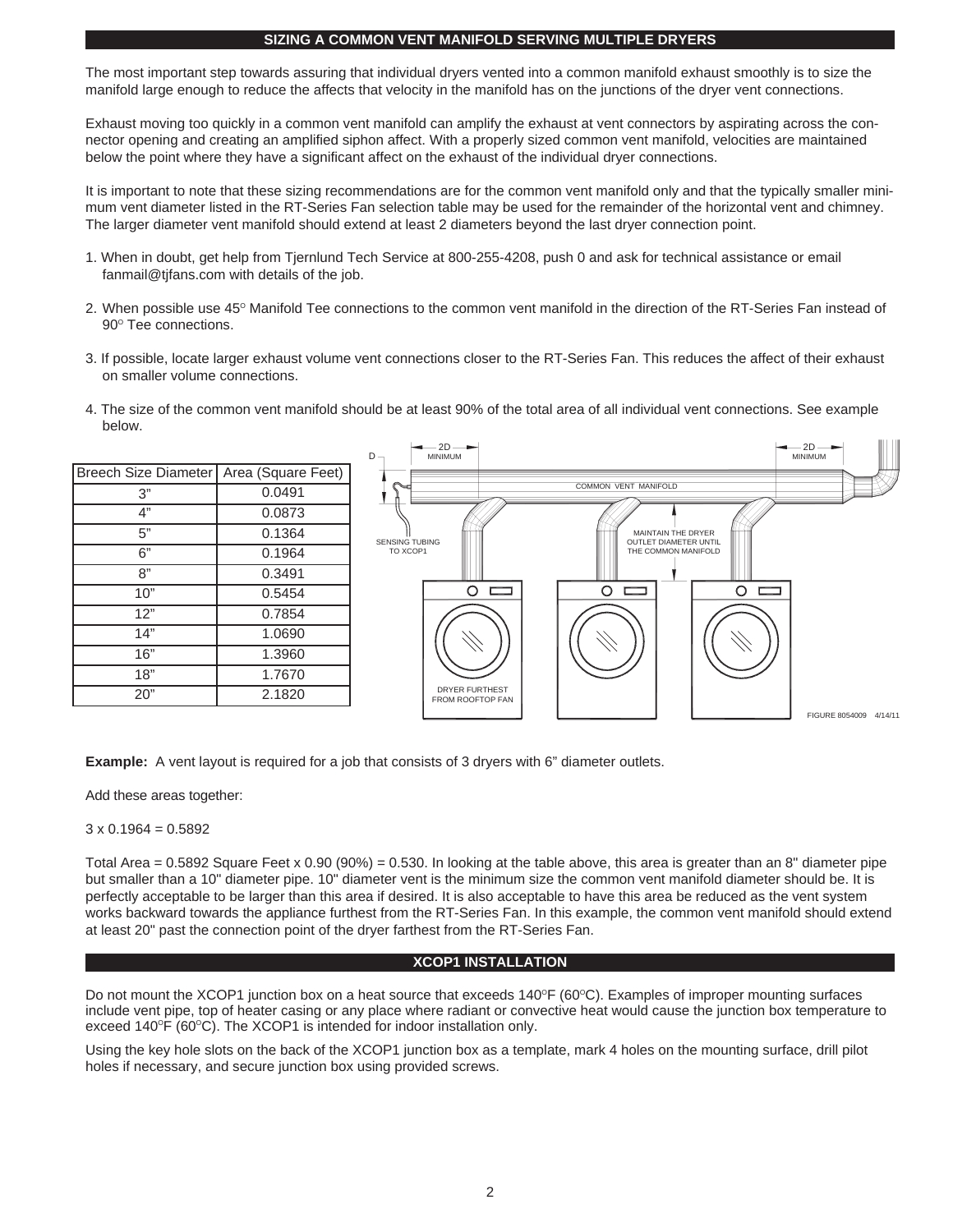## SIZING A COMMON VENT MANIFOLD SERVING MULTIPLE DRYERS

The most important step towards assuring that individual dryers vented into a common manifold exhaust smoothly is to size the manifold large enough to reduce the affects that velocity in the manifold has on the junctions of the dryer vent connections.

Exhaust moving too quickly in a common vent manifold can amplify the exhaust at vent connectors by aspirating across the connector opening and creating an amplified siphon affect. With a properly sized common vent manifold, velocities are maintained below the point where they have a significant affect on the exhaust of the individual dryer connections.

It is important to note that these sizing recommendations are for the common vent manifold only and that the typically smaller minimum vent diameter listed in the RT-Series Fan selection table may be used for the remainder of the horizontal vent and chimney. The larger diameter vent manifold should extend at least 2 diameters beyond the last dryer connection point.

1. When in doubt, get help from Tjernlund Tech Service at 800-255-4208, push 0 and ask for technical assistance or email fanmail@tjfans.com with details of the job.
2. When possible use 45° Manifold Tee connections to the common vent manifold in the direction of the RT-Series Fan instead of 90° Tee connections.
3. If possible, locate larger exhaust volume vent connections closer to the RT-Series Fan. This reduces the affect of their exhaust on smaller volume connections.
4. The size of the common vent manifold should be at least 90% of the total area of all individual vent connections. See example below.

| Breech Size Diameter | Area (Square Feet) |
|---|---|
| 3" | 0.0491 |
| 4" | 0.0873 |
| 5" | 0.1364 |
| 6" | 0.1964 |
| 8" | 0.3491 |
| 10" | 0.5454 |
| 12" | 0.7854 |
| 14" | 1.0690 |
| 16" | 1.3960 |
| 18" | 1.7670 |
| 20" | 2.1820 |

D — 2D MINIMUM — 2D MINIMUM — COMMON VENT MANIFOLD — SENSING TUBING TO XCOP1 — MAINTAIN THE DRYER OUTLET DIAMETER UNTIL THE COMMON MANIFOLD — DRYER FURTHEST FROM ROOFTOP FAN

FIGURE 8054009 4/14/11

**Example:** A vent layout is required for a job that consists of 3 dryers with 6" diameter outlets.

Add these areas together:

3 x 0.1964 = 0.5892

Total Area = 0.5892 Square Feet x 0.90 (90%) = 0.530. In looking at the table above, this area is greater than an 8" diameter pipe but smaller than a 10" diameter pipe. 10" diameter vent is the minimum size the common vent manifold diameter should be. It is perfectly acceptable to be larger than this area if desired. It is also acceptable to have this area be reduced as the vent system works backward towards the appliance furthest from the RT-Series Fan. In this example, the common vent manifold should extend at least 20" past the connection point of the dryer farthest from the RT-Series Fan.

## XCOP1 INSTALLATION

Do not mount the XCOP1 junction box on a heat source that exceeds 140°F (60°C). Examples of improper mounting surfaces include vent pipe, top of heater casing or any place where radiant or convective heat would cause the junction box temperature to exceed 140°F (60°C). The XCOP1 is intended for indoor installation only.

Using the key hole slots on the back of the XCOP1 junction box as a template, mark 4 holes on the mounting surface, drill pilot holes if necessary, and secure junction box using provided screws.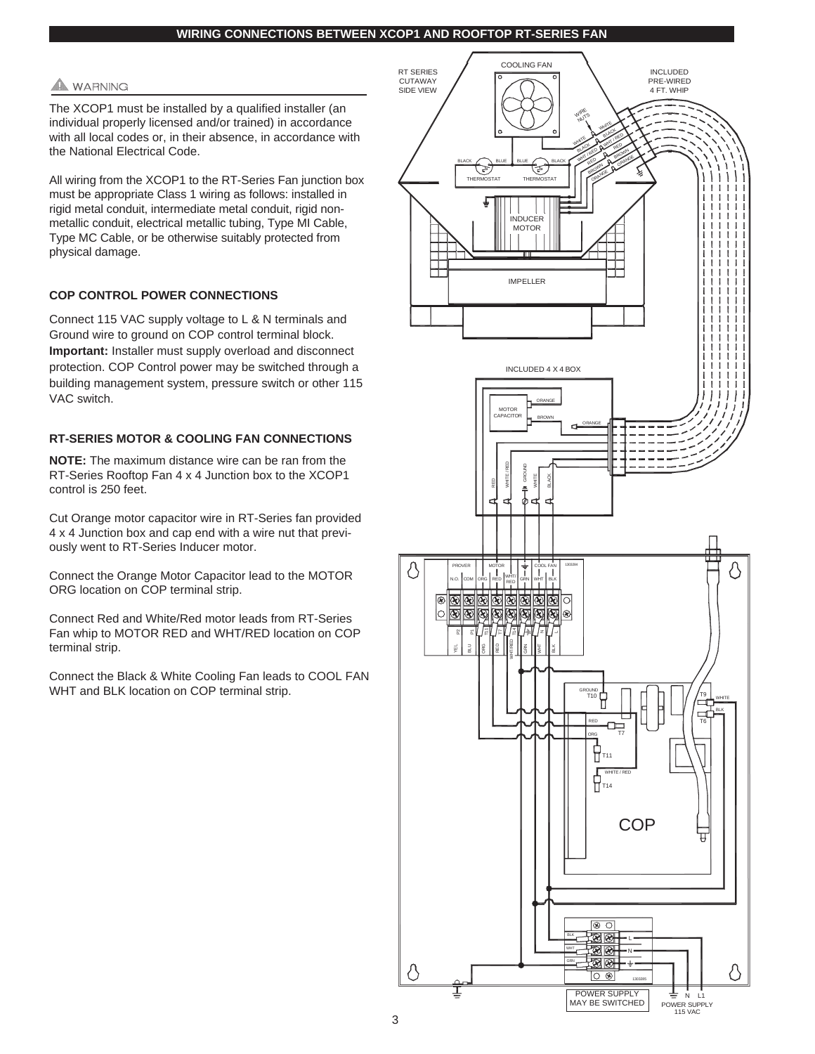## WIRING CONNECTIONS BETWEEN XCOP1 AND ROOFTOP RT-SERIES FAN

⚠ WARNING

The XCOP1 must be installed by a qualified installer (an individual properly licensed and/or trained) in accordance with all local codes or, in their absence, in accordance with the National Electrical Code.

All wiring from the XCOP1 to the RT-Series Fan junction box must be appropriate Class 1 wiring as follows: installed in rigid metal conduit, intermediate metal conduit, rigid non-metallic conduit, electrical metallic tubing, Type MI Cable, Type MC Cable, or be otherwise suitably protected from physical damage.

### COP CONTROL POWER CONNECTIONS

Connect 115 VAC supply voltage to L & N terminals and Ground wire to ground on COP control terminal block. **Important:** Installer must supply overload and disconnect protection. COP Control power may be switched through a building management system, pressure switch or other 115 VAC switch.

### RT-SERIES MOTOR & COOLING FAN CONNECTIONS

**NOTE:** The maximum distance wire can be ran from the RT-Series Rooftop Fan 4 x 4 Junction box to the XCOP1 control is 250 feet.

Cut Orange motor capacitor wire in RT-Series fan provided 4 x 4 Junction box and cap end with a wire nut that previously went to RT-Series Inducer motor.

Connect the Orange Motor Capacitor lead to the MOTOR ORG location on COP terminal strip.

Connect Red and White/Red motor leads from RT-Series Fan whip to MOTOR RED and WHT/RED location on COP terminal strip.

Connect the Black & White Cooling Fan leads to COOL FAN WHT and BLK location on COP terminal strip.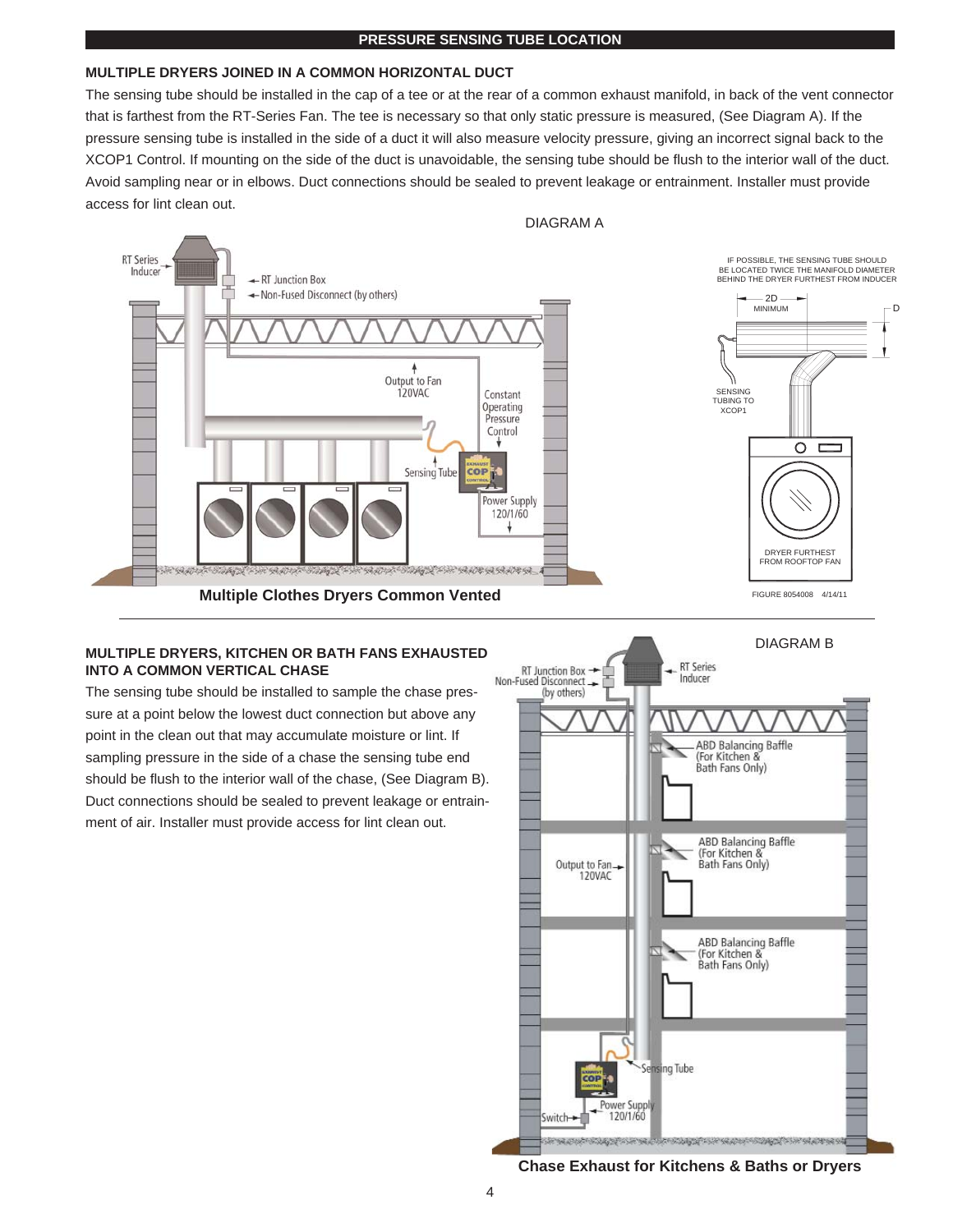## PRESSURE SENSING TUBE LOCATION

### MULTIPLE DRYERS JOINED IN A COMMON HORIZONTAL DUCT

The sensing tube should be installed in the cap of a tee or at the rear of a common exhaust manifold, in back of the vent connector that is farthest from the RT-Series Fan. The tee is necessary so that only static pressure is measured, (See Diagram A). If the pressure sensing tube is installed in the side of a duct it will also measure velocity pressure, giving an incorrect signal back to the XCOP1 Control. If mounting on the side of the duct is unavoidable, the sensing tube should be flush to the interior wall of the duct. Avoid sampling near or in elbows. Duct connections should be sealed to prevent leakage or entrainment. Installer must provide access for lint clean out.

DIAGRAM A

RT Series Inducer
RT Junction Box
Non-Fused Disconnect (by others)
Output to Fan 120VAC
Constant Operating Pressure Control
Sensing Tube
Power Supply 120/1/60

**Multiple Clothes Dryers Common Vented**

IF POSSIBLE, THE SENSING TUBE SHOULD BE LOCATED TWICE THE MANIFOLD DIAMETER BEHIND THE DRYER FURTHEST FROM INDUCER

2D MINIMUM

D

SENSING TUBING TO XCOP1

DRYER FURTHEST FROM ROOFTOP FAN

FIGURE 8054008 4/14/11

### MULTIPLE DRYERS, KITCHEN OR BATH FANS EXHAUSTED INTO A COMMON VERTICAL CHASE

The sensing tube should be installed to sample the chase pressure at a point below the lowest duct connection but above any point in the clean out that may accumulate moisture or lint. If sampling pressure in the side of a chase the sensing tube end should be flush to the interior wall of the chase, (See Diagram B). Duct connections should be sealed to prevent leakage or entrainment of air. Installer must provide access for lint clean out.

DIAGRAM B

RT Junction Box
Non-Fused Disconnect (by others)
RT Series Inducer
ABD Balancing Baffle (For Kitchen & Bath Fans Only)
ABD Balancing Baffle (For Kitchen & Bath Fans Only)
Output to Fan 120VAC
ABD Balancing Baffle (For Kitchen & Bath Fans Only)
Sensing Tube
Power Supply 120/1/60
Switch

**Chase Exhaust for Kitchens & Baths or Dryers**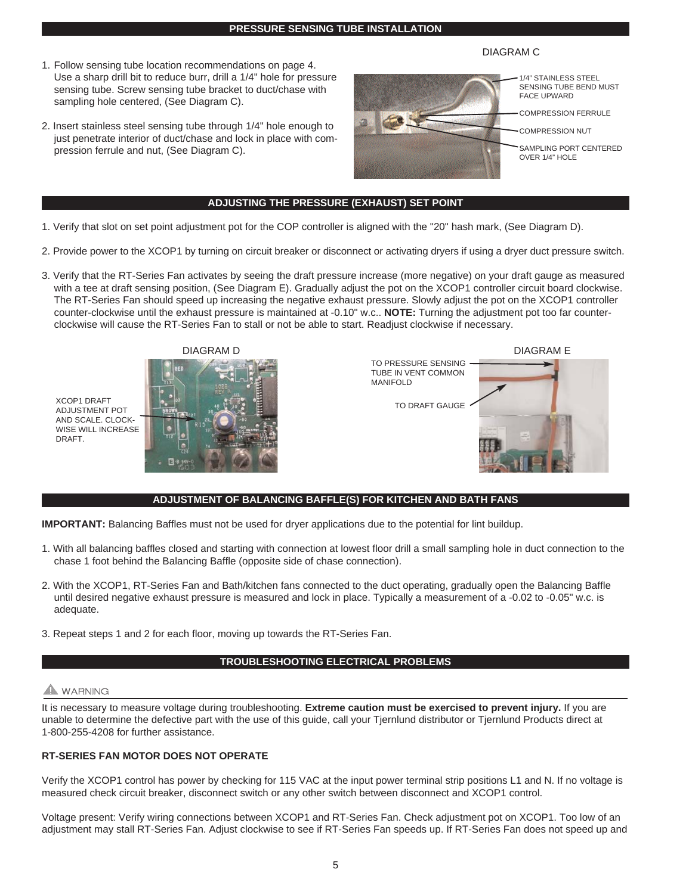## PRESSURE SENSING TUBE INSTALLATION

1. Follow sensing tube location recommendations on page 4. Use a sharp drill bit to reduce burr, drill a 1/4" hole for pressure sensing tube. Screw sensing tube bracket to duct/chase with sampling hole centered, (See Diagram C).

2. Insert stainless steel sensing tube through 1/4" hole enough to just penetrate interior of duct/chase and lock in place with compression ferrule and nut, (See Diagram C).

DIAGRAM C

- 1/4" STAINLESS STEEL SENSING TUBE BEND MUST FACE UPWARD
- COMPRESSION FERRULE
- COMPRESSION NUT
- SAMPLING PORT CENTERED OVER 1/4" HOLE

## ADJUSTING THE PRESSURE (EXHAUST) SET POINT

1. Verify that slot on set point adjustment pot for the COP controller is aligned with the "20" hash mark, (See Diagram D).

2. Provide power to the XCOP1 by turning on circuit breaker or disconnect or activating dryers if using a dryer duct pressure switch.

3. Verify that the RT-Series Fan activates by seeing the draft pressure increase (more negative) on your draft gauge as measured with a tee at draft sensing position, (See Diagram E). Gradually adjust the pot on the XCOP1 controller circuit board clockwise. The RT-Series Fan should speed up increasing the negative exhaust pressure. Slowly adjust the pot on the XCOP1 controller counter-clockwise until the exhaust pressure is maintained at -0.10" w.c.. **NOTE:** Turning the adjustment pot too far counter-clockwise will cause the RT-Series Fan to stall or not be able to start. Readjust clockwise if necessary.

DIAGRAM D

XCOP1 DRAFT ADJUSTMENT POT AND SCALE. CLOCKWISE WILL INCREASE DRAFT.

DIAGRAM E

TO PRESSURE SENSING TUBE IN VENT COMMON MANIFOLD

TO DRAFT GAUGE

## ADJUSTMENT OF BALANCING BAFFLE(S) FOR KITCHEN AND BATH FANS

**IMPORTANT:** Balancing Baffles must not be used for dryer applications due to the potential for lint buildup.

1. With all balancing baffles closed and starting with connection at lowest floor drill a small sampling hole in duct connection to the chase 1 foot behind the Balancing Baffle (opposite side of chase connection).

2. With the XCOP1, RT-Series Fan and Bath/kitchen fans connected to the duct operating, gradually open the Balancing Baffle until desired negative exhaust pressure is measured and lock in place. Typically a measurement of a -0.02 to -0.05" w.c. is adequate.

3. Repeat steps 1 and 2 for each floor, moving up towards the RT-Series Fan.

## TROUBLESHOOTING ELECTRICAL PROBLEMS

⚠ WARNING

It is necessary to measure voltage during troubleshooting. **Extreme caution must be exercised to prevent injury.** If you are unable to determine the defective part with the use of this guide, call your Tjernlund distributor or Tjernlund Products direct at 1-800-255-4208 for further assistance.

### RT-SERIES FAN MOTOR DOES NOT OPERATE

Verify the XCOP1 control has power by checking for 115 VAC at the input power terminal strip positions L1 and N. If no voltage is measured check circuit breaker, disconnect switch or any other switch between disconnect and XCOP1 control.

Voltage present: Verify wiring connections between XCOP1 and RT-Series Fan. Check adjustment pot on XCOP1. Too low of an adjustment may stall RT-Series Fan. Adjust clockwise to see if RT-Series Fan speeds up. If RT-Series Fan does not speed up and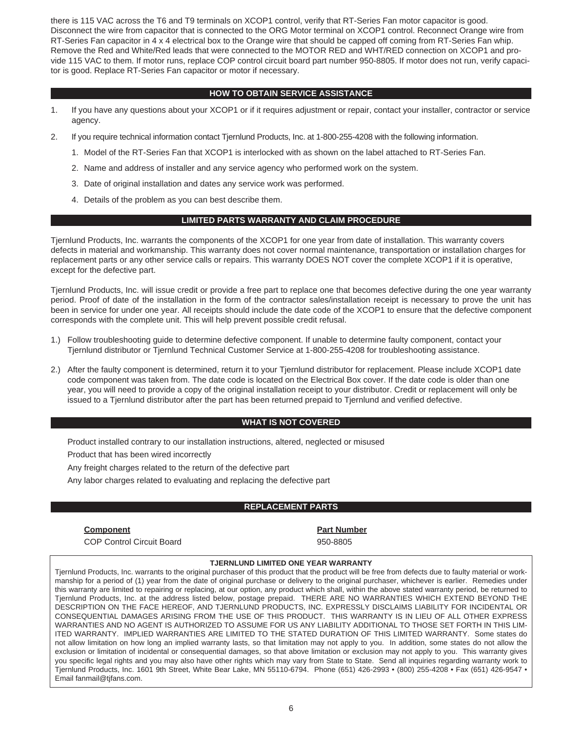there is 115 VAC across the T6 and T9 terminals on XCOP1 control, verify that RT-Series Fan motor capacitor is good. Disconnect the wire from capacitor that is connected to the ORG Motor terminal on XCOP1 control. Reconnect Orange wire from RT-Series Fan capacitor in 4 x 4 electrical box to the Orange wire that should be capped off coming from RT-Series Fan whip. Remove the Red and White/Red leads that were connected to the MOTOR RED and WHT/RED connection on XCOP1 and provide 115 VAC to them. If motor runs, replace COP control circuit board part number 950-8805. If motor does not run, verify capacitor is good. Replace RT-Series Fan capacitor or motor if necessary.

## HOW TO OBTAIN SERVICE ASSISTANCE

1. If you have any questions about your XCOP1 or if it requires adjustment or repair, contact your installer, contractor or service agency.
2. If you require technical information contact Tjernlund Products, Inc. at 1-800-255-4208 with the following information.
    1. Model of the RT-Series Fan that XCOP1 is interlocked with as shown on the label attached to RT-Series Fan.
    2. Name and address of installer and any service agency who performed work on the system.
    3. Date of original installation and dates any service work was performed.
    4. Details of the problem as you can best describe them.

## LIMITED PARTS WARRANTY AND CLAIM PROCEDURE

Tjernlund Products, Inc. warrants the components of the XCOP1 for one year from date of installation. This warranty covers defects in material and workmanship. This warranty does not cover normal maintenance, transportation or installation charges for replacement parts or any other service calls or repairs. This warranty DOES NOT cover the complete XCOP1 if it is operative, except for the defective part.

Tjernlund Products, Inc. will issue credit or provide a free part to replace one that becomes defective during the one year warranty period. Proof of date of the installation in the form of the contractor sales/installation receipt is necessary to prove the unit has been in service for under one year. All receipts should include the date code of the XCOP1 to ensure that the defective component corresponds with the complete unit. This will help prevent possible credit refusal.

1.) Follow troubleshooting guide to determine defective component. If unable to determine faulty component, contact your Tjernlund distributor or Tjernlund Technical Customer Service at 1-800-255-4208 for troubleshooting assistance.

2.) After the faulty component is determined, return it to your Tjernlund distributor for replacement. Please include XCOP1 date code component was taken from. The date code is located on the Electrical Box cover. If the date code is older than one year, you will need to provide a copy of the original installation receipt to your distributor. Credit or replacement will only be issued to a Tjernlund distributor after the part has been returned prepaid to Tjernlund and verified defective.

## WHAT IS NOT COVERED

Product installed contrary to our installation instructions, altered, neglected or misused

Product that has been wired incorrectly

Any freight charges related to the return of the defective part

Any labor charges related to evaluating and replacing the defective part

## REPLACEMENT PARTS

| Component | Part Number |
|---|---|
| COP Control Circuit Board | 950-8805 |

### TJERNLUND LIMITED ONE YEAR WARRANTY

Tjernlund Products, Inc. warrants to the original purchaser of this product that the product will be free from defects due to faulty material or workmanship for a period of (1) year from the date of original purchase or delivery to the original purchaser, whichever is earlier. Remedies under this warranty are limited to repairing or replacing, at our option, any product which shall, within the above stated warranty period, be returned to Tjernlund Products, Inc. at the address listed below, postage prepaid. THERE ARE NO WARRANTIES WHICH EXTEND BEYOND THE DESCRIPTION ON THE FACE HEREOF, AND TJERNLUND PRODUCTS, INC. EXPRESSLY DISCLAIMS LIABILITY FOR INCIDENTAL OR CONSEQUENTIAL DAMAGES ARISING FROM THE USE OF THIS PRODUCT. THIS WARRANTY IS IN LIEU OF ALL OTHER EXPRESS WARRANTIES AND NO AGENT IS AUTHORIZED TO ASSUME FOR US ANY LIABILITY ADDITIONAL TO THOSE SET FORTH IN THIS LIMITED WARRANTY. IMPLIED WARRANTIES ARE LIMITED TO THE STATED DURATION OF THIS LIMITED WARRANTY. Some states do not allow limitation on how long an implied warranty lasts, so that limitation may not apply to you. In addition, some states do not allow the exclusion or limitation of incidental or consequential damages, so that above limitation or exclusion may not apply to you. This warranty gives you specific legal rights and you may also have other rights which may vary from State to State. Send all inquiries regarding warranty work to Tjernlund Products, Inc. 1601 9th Street, White Bear Lake, MN 55110-6794. Phone (651) 426-2993 • (800) 255-4208 • Fax (651) 426-9547 • Email fanmail@tjfans.com.